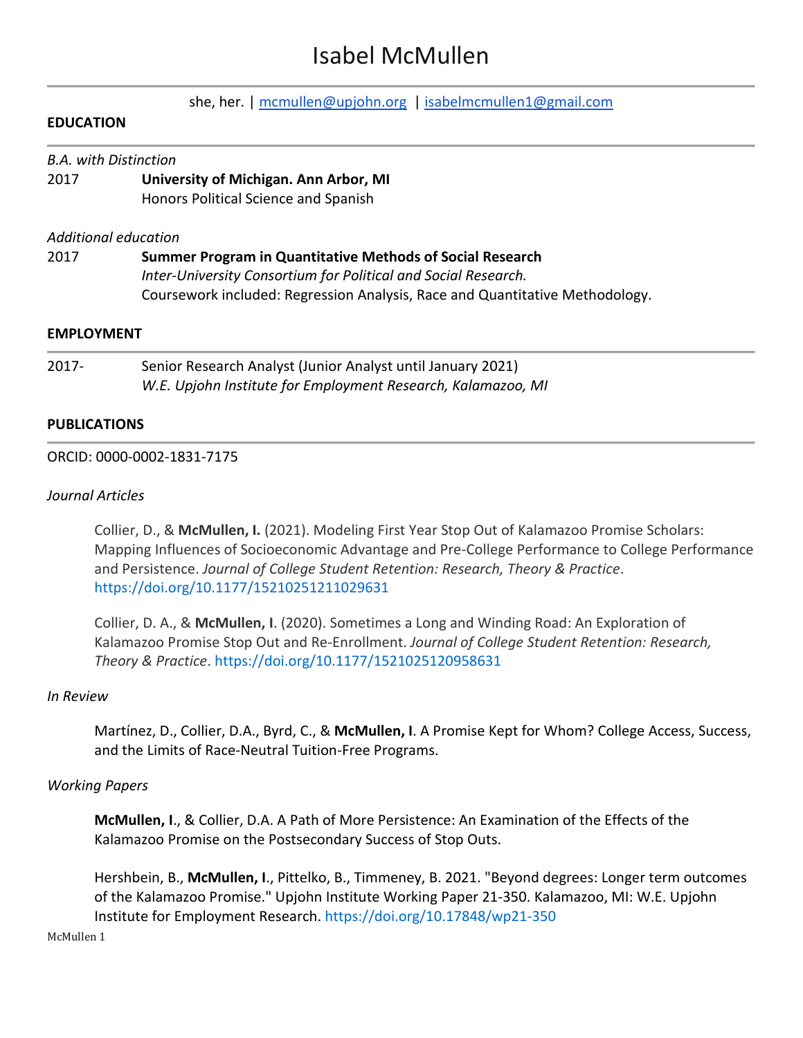# Isabel McMullen

she, her. | mcmullen@upjohn.org | isabelmcmullen1@gmail.com

## EDUCATION

*B.A. with Distinction*

2017 **University of Michigan. Ann Arbor, MI**
Honors Political Science and Spanish

*Additional education*

2017 **Summer Program in Quantitative Methods of Social Research**
*Inter-University Consortium for Political and Social Research.*
Coursework included: Regression Analysis, Race and Quantitative Methodology.

## EMPLOYMENT

2017- Senior Research Analyst (Junior Analyst until January 2021)
*W.E. Upjohn Institute for Employment Research, Kalamazoo, MI*

## PUBLICATIONS

ORCID: 0000-0002-1831-7175

### *Journal Articles*

Collier, D., & **McMullen, I.** (2021). Modeling First Year Stop Out of Kalamazoo Promise Scholars: Mapping Influences of Socioeconomic Advantage and Pre-College Performance to College Performance and Persistence. *Journal of College Student Retention: Research, Theory & Practice*. https://doi.org/10.1177/15210251211029631

Collier, D. A., & **McMullen, I**. (2020). Sometimes a Long and Winding Road: An Exploration of Kalamazoo Promise Stop Out and Re-Enrollment. *Journal of College Student Retention: Research, Theory & Practice*. https://doi.org/10.1177/1521025120958631

### *In Review*

Martínez, D., Collier, D.A., Byrd, C., & **McMullen, I**. A Promise Kept for Whom? College Access, Success, and the Limits of Race-Neutral Tuition-Free Programs.

### *Working Papers*

**McMullen, I**., & Collier, D.A. A Path of More Persistence: An Examination of the Effects of the Kalamazoo Promise on the Postsecondary Success of Stop Outs.

Hershbein, B., **McMullen, I**., Pittelko, B., Timmeney, B. 2021. "Beyond degrees: Longer term outcomes of the Kalamazoo Promise." Upjohn Institute Working Paper 21-350. Kalamazoo, MI: W.E. Upjohn Institute for Employment Research. https://doi.org/10.17848/wp21-350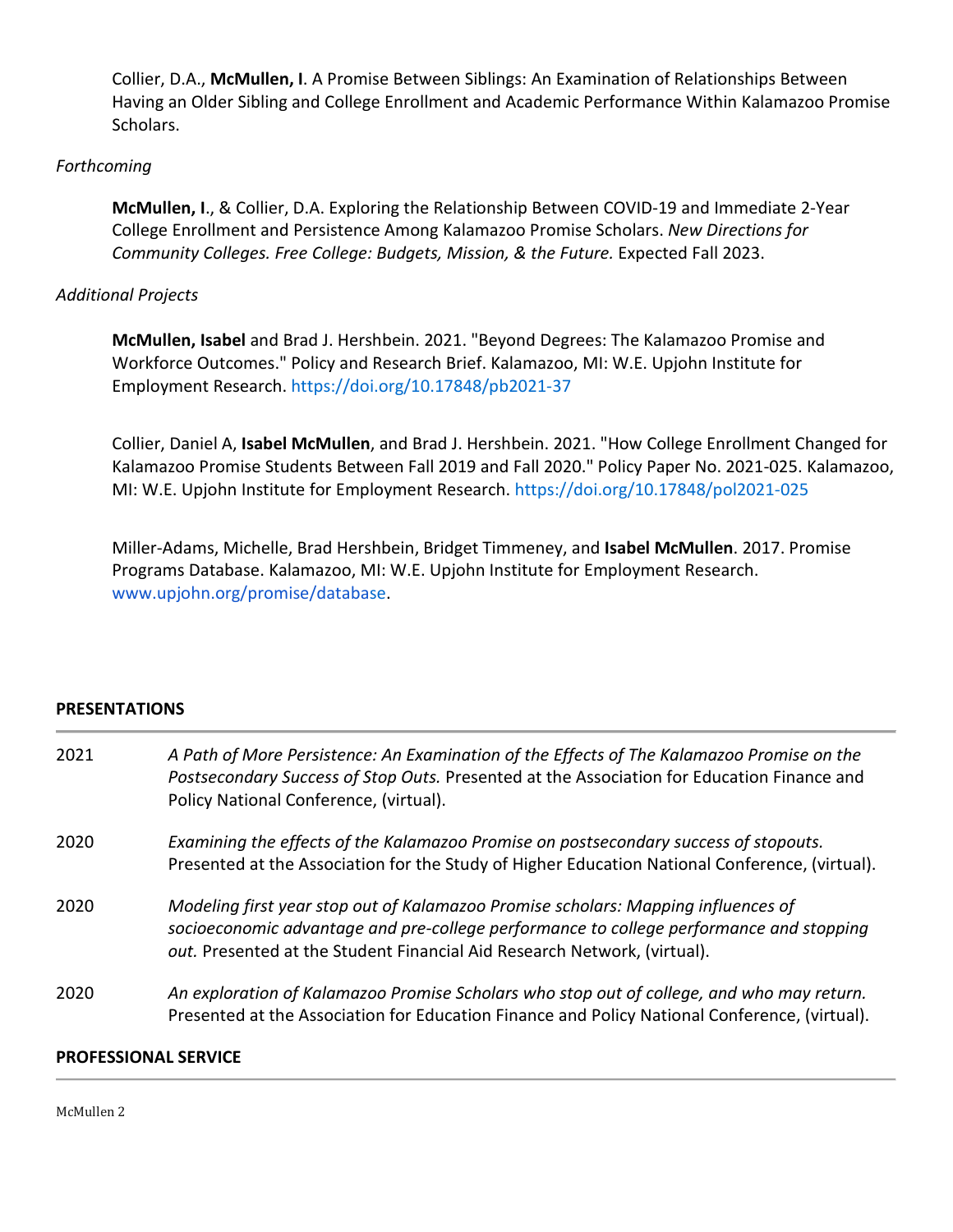Collier, D.A., **McMullen, I**. A Promise Between Siblings: An Examination of Relationships Between Having an Older Sibling and College Enrollment and Academic Performance Within Kalamazoo Promise Scholars.

*Forthcoming*

**McMullen, I**., & Collier, D.A. Exploring the Relationship Between COVID-19 and Immediate 2-Year College Enrollment and Persistence Among Kalamazoo Promise Scholars. *New Directions for Community Colleges. Free College: Budgets, Mission, & the Future.* Expected Fall 2023.

*Additional Projects*

**McMullen, Isabel** and Brad J. Hershbein. 2021. "Beyond Degrees: The Kalamazoo Promise and Workforce Outcomes." Policy and Research Brief. Kalamazoo, MI: W.E. Upjohn Institute for Employment Research. https://doi.org/10.17848/pb2021-37

Collier, Daniel A, **Isabel McMullen**, and Brad J. Hershbein. 2021. "How College Enrollment Changed for Kalamazoo Promise Students Between Fall 2019 and Fall 2020." Policy Paper No. 2021-025. Kalamazoo, MI: W.E. Upjohn Institute for Employment Research. https://doi.org/10.17848/pol2021-025

Miller-Adams, Michelle, Brad Hershbein, Bridget Timmeney, and **Isabel McMullen**. 2017. Promise Programs Database. Kalamazoo, MI: W.E. Upjohn Institute for Employment Research. www.upjohn.org/promise/database.

## PRESENTATIONS

2021 — *A Path of More Persistence: An Examination of the Effects of The Kalamazoo Promise on the Postsecondary Success of Stop Outs.* Presented at the Association for Education Finance and Policy National Conference, (virtual).

2020 — *Examining the effects of the Kalamazoo Promise on postsecondary success of stopouts.* Presented at the Association for the Study of Higher Education National Conference, (virtual).

2020 — *Modeling first year stop out of Kalamazoo Promise scholars: Mapping influences of socioeconomic advantage and pre-college performance to college performance and stopping out.* Presented at the Student Financial Aid Research Network, (virtual).

2020 — *An exploration of Kalamazoo Promise Scholars who stop out of college, and who may return.* Presented at the Association for Education Finance and Policy National Conference, (virtual).

## PROFESSIONAL SERVICE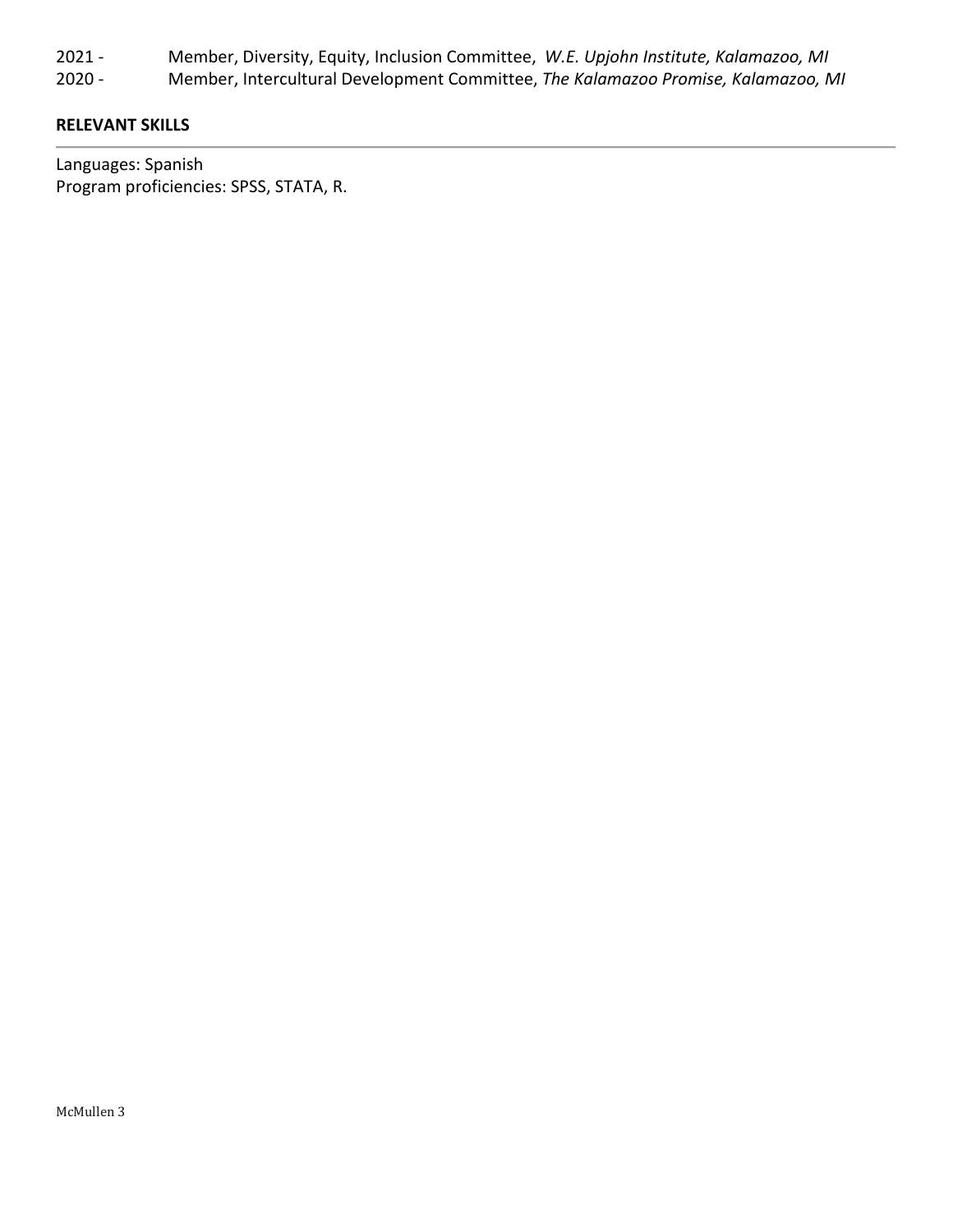2021 - Member, Diversity, Equity, Inclusion Committee, *W.E. Upjohn Institute, Kalamazoo, MI*
2020 - Member, Intercultural Development Committee, *The Kalamazoo Promise, Kalamazoo, MI*

**RELEVANT SKILLS**

Languages: Spanish
Program proficiencies: SPSS, STATA, R.